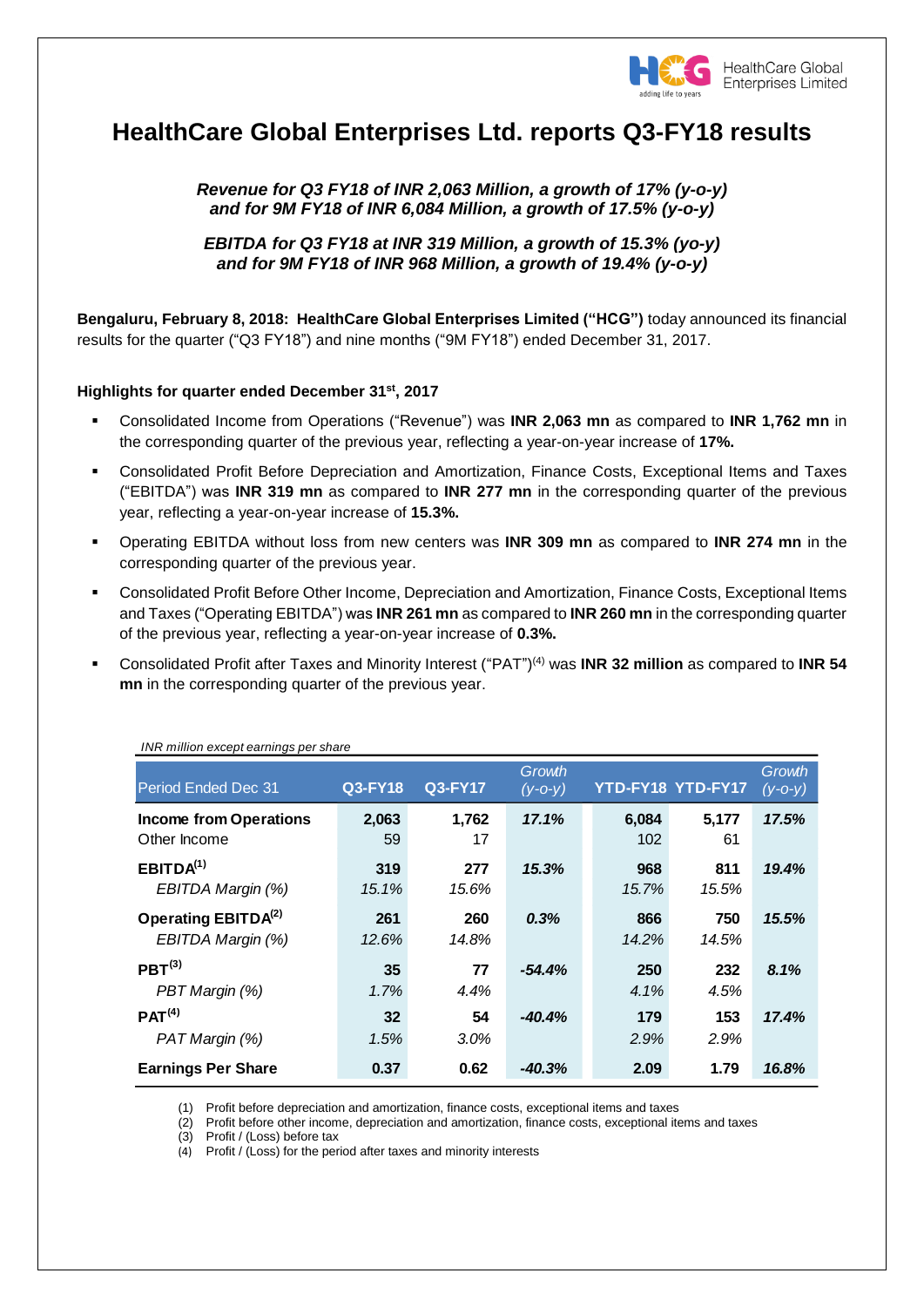HealthCare Global Enterprises Limited

# HealthCare Global Enterprises Ltd. reports Q3-FY18 results

***Revenue for Q3 FY18 of INR 2,063 Million, a growth of 17% (y-o-y) and for 9M FY18 of INR 6,084 Million, a growth of 17.5% (y-o-y)***

***EBITDA for Q3 FY18 at INR 319 Million, a growth of 15.3% (yo-y) and for 9M FY18 of INR 968 Million, a growth of 19.4% (y-o-y)***

**Bengaluru, February 8, 2018: HealthCare Global Enterprises Limited ("HCG")** today announced its financial results for the quarter ("Q3 FY18") and nine months ("9M FY18") ended December 31, 2017.

**Highlights for quarter ended December 31st, 2017**

- Consolidated Income from Operations ("Revenue") was **INR 2,063 mn** as compared to **INR 1,762 mn** in the corresponding quarter of the previous year, reflecting a year-on-year increase of **17%.**
- Consolidated Profit Before Depreciation and Amortization, Finance Costs, Exceptional Items and Taxes ("EBITDA") was **INR 319 mn** as compared to **INR 277 mn** in the corresponding quarter of the previous year, reflecting a year-on-year increase of **15.3%.**
- Operating EBITDA without loss from new centers was **INR 309 mn** as compared to **INR 274 mn** in the corresponding quarter of the previous year.
- Consolidated Profit Before Other Income, Depreciation and Amortization, Finance Costs, Exceptional Items and Taxes ("Operating EBITDA") was **INR 261 mn** as compared to **INR 260 mn** in the corresponding quarter of the previous year, reflecting a year-on-year increase of **0.3%.**
- Consolidated Profit after Taxes and Minority Interest ("PAT")(4) was **INR 32 million** as compared to **INR 54 mn** in the corresponding quarter of the previous year.

*INR million except earnings per share*

| Period Ended Dec 31 | Q3-FY18 | Q3-FY17 | Growth (y-o-y) | YTD-FY18 | YTD-FY17 | Growth (y-o-y) |
|---|---|---|---|---|---|---|
| **Income from Operations** | **2,063** | **1,762** | ***17.1%*** | **6,084** | **5,177** | ***17.5%*** |
| Other Income | 59 | 17 | | 102 | 61 | |
| **EBITDA(1)** | **319** | **277** | ***15.3%*** | **968** | **811** | ***19.4%*** |
| *EBITDA Margin (%)* | *15.1%* | *15.6%* | | *15.7%* | *15.5%* | |
| **Operating EBITDA(2)** | **261** | **260** | ***0.3%*** | **866** | **750** | ***15.5%*** |
| *EBITDA Margin (%)* | *12.6%* | *14.8%* | | *14.2%* | *14.5%* | |
| **PBT(3)** | **35** | **77** | ***-54.4%*** | **250** | **232** | ***8.1%*** |
| *PBT Margin (%)* | *1.7%* | *4.4%* | | *4.1%* | *4.5%* | |
| **PAT(4)** | **32** | **54** | ***-40.4%*** | **179** | **153** | ***17.4%*** |
| *PAT Margin (%)* | *1.5%* | *3.0%* | | *2.9%* | *2.9%* | |
| **Earnings Per Share** | **0.37** | **0.62** | ***-40.3%*** | **2.09** | **1.79** | ***16.8%*** |

(1) Profit before depreciation and amortization, finance costs, exceptional items and taxes
(2) Profit before other income, depreciation and amortization, finance costs, exceptional items and taxes
(3) Profit / (Loss) before tax
(4) Profit / (Loss) for the period after taxes and minority interests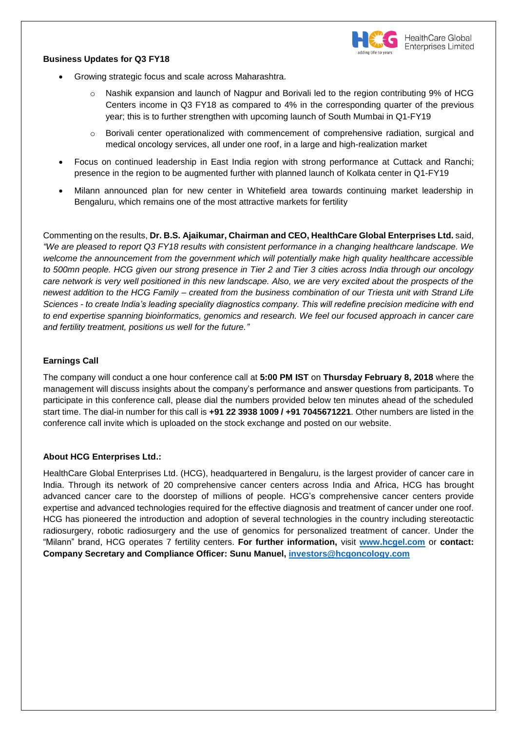**Business Updates for Q3 FY18**

- Growing strategic focus and scale across Maharashtra.
  - Nashik expansion and launch of Nagpur and Borivali led to the region contributing 9% of HCG Centers income in Q3 FY18 as compared to 4% in the corresponding quarter of the previous year; this is to further strengthen with upcoming launch of South Mumbai in Q1-FY19
  - Borivali center operationalized with commencement of comprehensive radiation, surgical and medical oncology services, all under one roof, in a large and high-realization market
- Focus on continued leadership in East India region with strong performance at Cuttack and Ranchi; presence in the region to be augmented further with planned launch of Kolkata center in Q1-FY19
- Milann announced plan for new center in Whitefield area towards continuing market leadership in Bengaluru, which remains one of the most attractive markets for fertility

Commenting on the results, **Dr. B.S. Ajaikumar, Chairman and CEO, HealthCare Global Enterprises Ltd.** said, *"We are pleased to report Q3 FY18 results with consistent performance in a changing healthcare landscape. We welcome the announcement from the government which will potentially make high quality healthcare accessible to 500mn people. HCG given our strong presence in Tier 2 and Tier 3 cities across India through our oncology care network is very well positioned in this new landscape. Also, we are very excited about the prospects of the newest addition to the HCG Family – created from the business combination of our Triesta unit with Strand Life Sciences - to create India's leading speciality diagnostics company. This will redefine precision medicine with end to end expertise spanning bioinformatics, genomics and research. We feel our focused approach in cancer care and fertility treatment, positions us well for the future."*

**Earnings Call**

The company will conduct a one hour conference call at **5:00 PM IST** on **Thursday February 8, 2018** where the management will discuss insights about the company's performance and answer questions from participants. To participate in this conference call, please dial the numbers provided below ten minutes ahead of the scheduled start time. The dial-in number for this call is **+91 22 3938 1009 / +91 7045671221**. Other numbers are listed in the conference call invite which is uploaded on the stock exchange and posted on our website.

**About HCG Enterprises Ltd.:**

HealthCare Global Enterprises Ltd. (HCG), headquartered in Bengaluru, is the largest provider of cancer care in India. Through its network of 20 comprehensive cancer centers across India and Africa, HCG has brought advanced cancer care to the doorstep of millions of people. HCG's comprehensive cancer centers provide expertise and advanced technologies required for the effective diagnosis and treatment of cancer under one roof. HCG has pioneered the introduction and adoption of several technologies in the country including stereotactic radiosurgery, robotic radiosurgery and the use of genomics for personalized treatment of cancer. Under the "Milann" brand, HCG operates 7 fertility centers. **For further information,** visit **www.hcgel.com** or **contact: Company Secretary and Compliance Officer: Sunu Manuel, investors@hcgoncology.com**